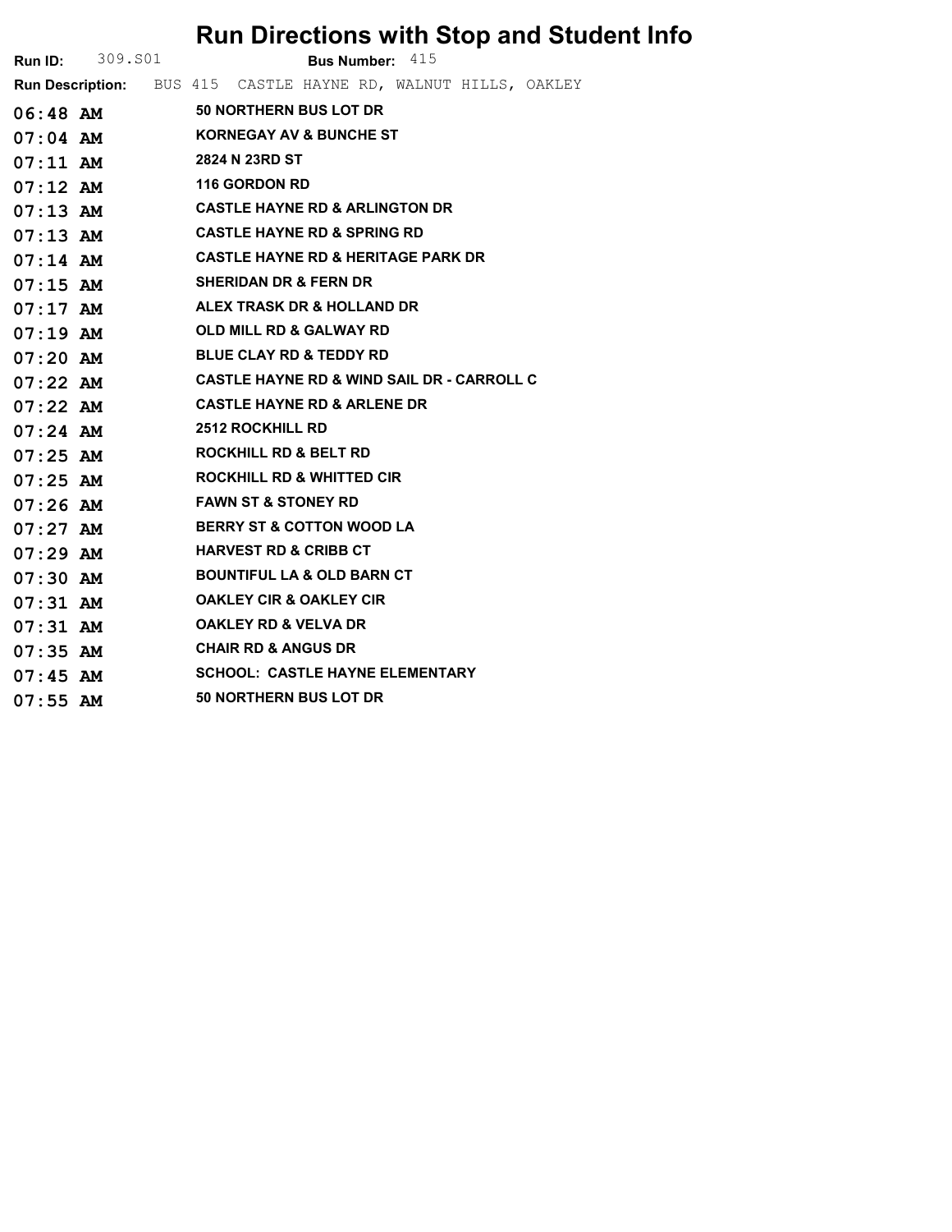# Run Directions with Stop and Student Info

**Run ID:** 309.S01 **Bus Number:** 415

**Run Description:** BUS 415 CASTLE HAYNE RD, WALNUT HILLS, OAKLEY

| | |
|---|---|
| **06:48 AM** | **50 NORTHERN BUS LOT DR** |
| **07:04 AM** | **KORNEGAY AV & BUNCHE ST** |
| **07:11 AM** | **2824 N 23RD ST** |
| **07:12 AM** | **116 GORDON RD** |
| **07:13 AM** | **CASTLE HAYNE RD & ARLINGTON DR** |
| **07:13 AM** | **CASTLE HAYNE RD & SPRING RD** |
| **07:14 AM** | **CASTLE HAYNE RD & HERITAGE PARK DR** |
| **07:15 AM** | **SHERIDAN DR & FERN DR** |
| **07:17 AM** | **ALEX TRASK DR & HOLLAND DR** |
| **07:19 AM** | **OLD MILL RD & GALWAY RD** |
| **07:20 AM** | **BLUE CLAY RD & TEDDY RD** |
| **07:22 AM** | **CASTLE HAYNE RD & WIND SAIL DR - CARROLL C** |
| **07:22 AM** | **CASTLE HAYNE RD & ARLENE DR** |
| **07:24 AM** | **2512 ROCKHILL RD** |
| **07:25 AM** | **ROCKHILL RD & BELT RD** |
| **07:25 AM** | **ROCKHILL RD & WHITTED CIR** |
| **07:26 AM** | **FAWN ST & STONEY RD** |
| **07:27 AM** | **BERRY ST & COTTON WOOD LA** |
| **07:29 AM** | **HARVEST RD & CRIBB CT** |
| **07:30 AM** | **BOUNTIFUL LA & OLD BARN CT** |
| **07:31 AM** | **OAKLEY CIR & OAKLEY CIR** |
| **07:31 AM** | **OAKLEY RD & VELVA DR** |
| **07:35 AM** | **CHAIR RD & ANGUS DR** |
| **07:45 AM** | **SCHOOL: CASTLE HAYNE ELEMENTARY** |
| **07:55 AM** | **50 NORTHERN BUS LOT DR** |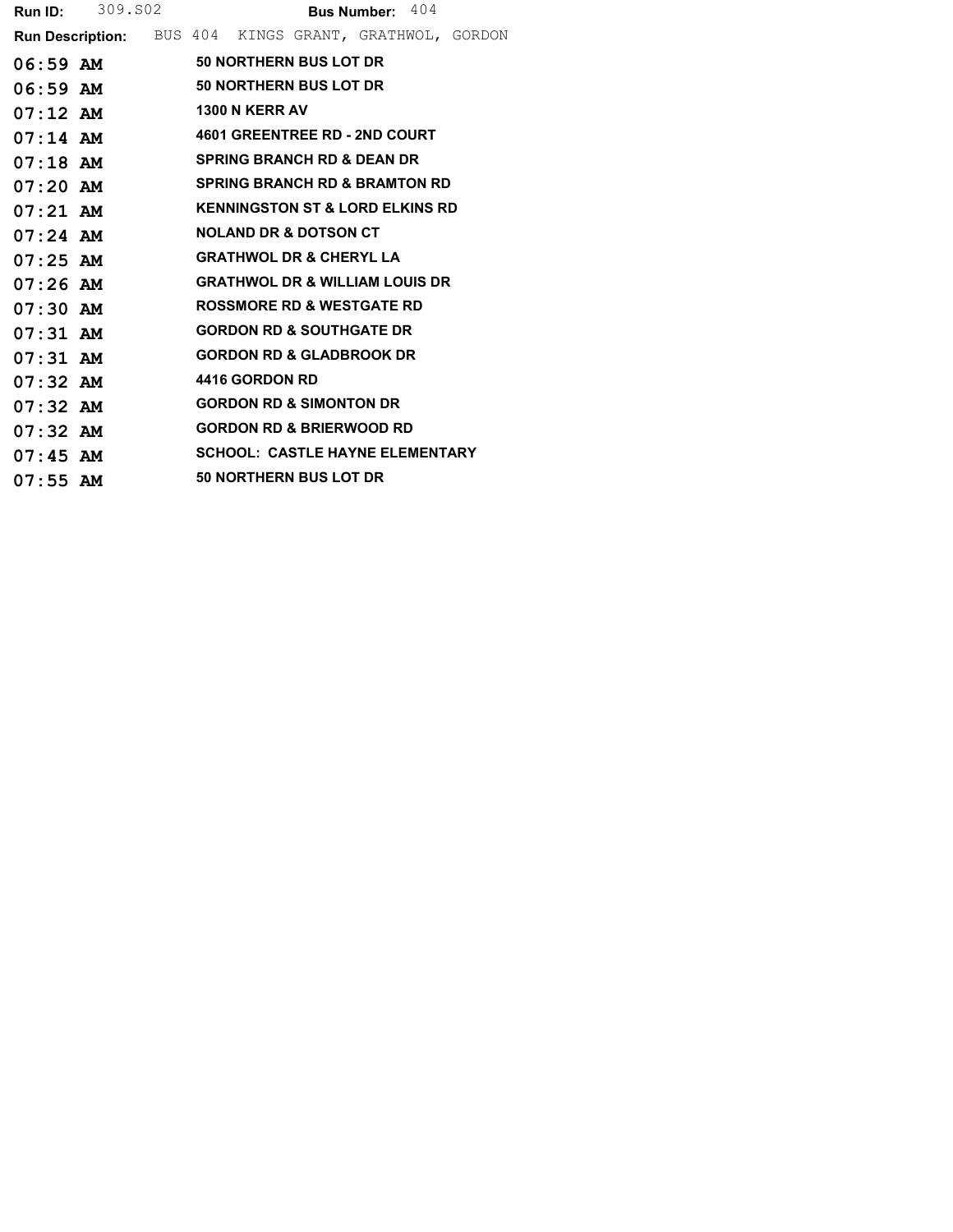**Run ID:** 309.S02 **Bus Number:** 404

**Run Description:** BUS 404 KINGS GRANT, GRATHWOL, GORDON

| Time | Stop |
| --- | --- |
| 06:59 AM | 50 NORTHERN BUS LOT DR |
| 06:59 AM | 50 NORTHERN BUS LOT DR |
| 07:12 AM | 1300 N KERR AV |
| 07:14 AM | 4601 GREENTREE RD - 2ND COURT |
| 07:18 AM | SPRING BRANCH RD & DEAN DR |
| 07:20 AM | SPRING BRANCH RD & BRAMTON RD |
| 07:21 AM | KENNINGSTON ST & LORD ELKINS RD |
| 07:24 AM | NOLAND DR & DOTSON CT |
| 07:25 AM | GRATHWOL DR & CHERYL LA |
| 07:26 AM | GRATHWOL DR & WILLIAM LOUIS DR |
| 07:30 AM | ROSSMORE RD & WESTGATE RD |
| 07:31 AM | GORDON RD & SOUTHGATE DR |
| 07:31 AM | GORDON RD & GLADBROOK DR |
| 07:32 AM | 4416 GORDON RD |
| 07:32 AM | GORDON RD & SIMONTON DR |
| 07:32 AM | GORDON RD & BRIERWOOD RD |
| 07:45 AM | SCHOOL: CASTLE HAYNE ELEMENTARY |
| 07:55 AM | 50 NORTHERN BUS LOT DR |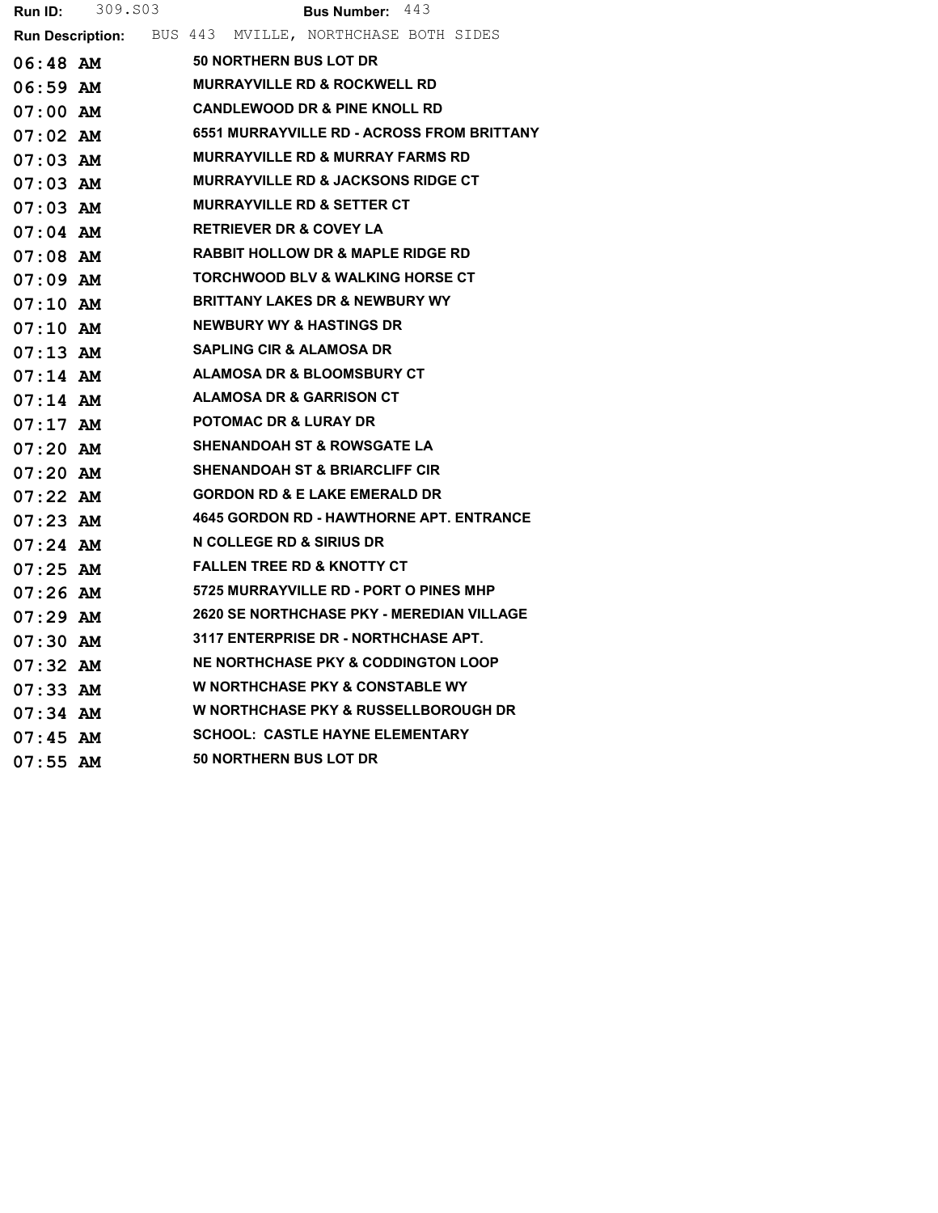**Run ID:** 309.S03 **Bus Number:** 443

**Run Description:** BUS 443 MVILLE, NORTHCHASE BOTH SIDES

| Time | Stop |
|---|---|
| 06:48 AM | 50 NORTHERN BUS LOT DR |
| 06:59 AM | MURRAYVILLE RD & ROCKWELL RD |
| 07:00 AM | CANDLEWOOD DR & PINE KNOLL RD |
| 07:02 AM | 6551 MURRAYVILLE RD - ACROSS FROM BRITTANY |
| 07:03 AM | MURRAYVILLE RD & MURRAY FARMS RD |
| 07:03 AM | MURRAYVILLE RD & JACKSONS RIDGE CT |
| 07:03 AM | MURRAYVILLE RD & SETTER CT |
| 07:04 AM | RETRIEVER DR & COVEY LA |
| 07:08 AM | RABBIT HOLLOW DR & MAPLE RIDGE RD |
| 07:09 AM | TORCHWOOD BLV & WALKING HORSE CT |
| 07:10 AM | BRITTANY LAKES DR & NEWBURY WY |
| 07:10 AM | NEWBURY WY & HASTINGS DR |
| 07:13 AM | SAPLING CIR & ALAMOSA DR |
| 07:14 AM | ALAMOSA DR & BLOOMSBURY CT |
| 07:14 AM | ALAMOSA DR & GARRISON CT |
| 07:17 AM | POTOMAC DR & LURAY DR |
| 07:20 AM | SHENANDOAH ST & ROWSGATE LA |
| 07:20 AM | SHENANDOAH ST & BRIARCLIFF CIR |
| 07:22 AM | GORDON RD & E LAKE EMERALD DR |
| 07:23 AM | 4645 GORDON RD - HAWTHORNE APT. ENTRANCE |
| 07:24 AM | N COLLEGE RD & SIRIUS DR |
| 07:25 AM | FALLEN TREE RD & KNOTTY CT |
| 07:26 AM | 5725 MURRAYVILLE RD - PORT O PINES MHP |
| 07:29 AM | 2620 SE NORTHCHASE PKY - MEREDIAN VILLAGE |
| 07:30 AM | 3117 ENTERPRISE DR - NORTHCHASE APT. |
| 07:32 AM | NE NORTHCHASE PKY & CODDINGTON LOOP |
| 07:33 AM | W NORTHCHASE PKY & CONSTABLE WY |
| 07:34 AM | W NORTHCHASE PKY & RUSSELLBOROUGH DR |
| 07:45 AM | SCHOOL: CASTLE HAYNE ELEMENTARY |
| 07:55 AM | 50 NORTHERN BUS LOT DR |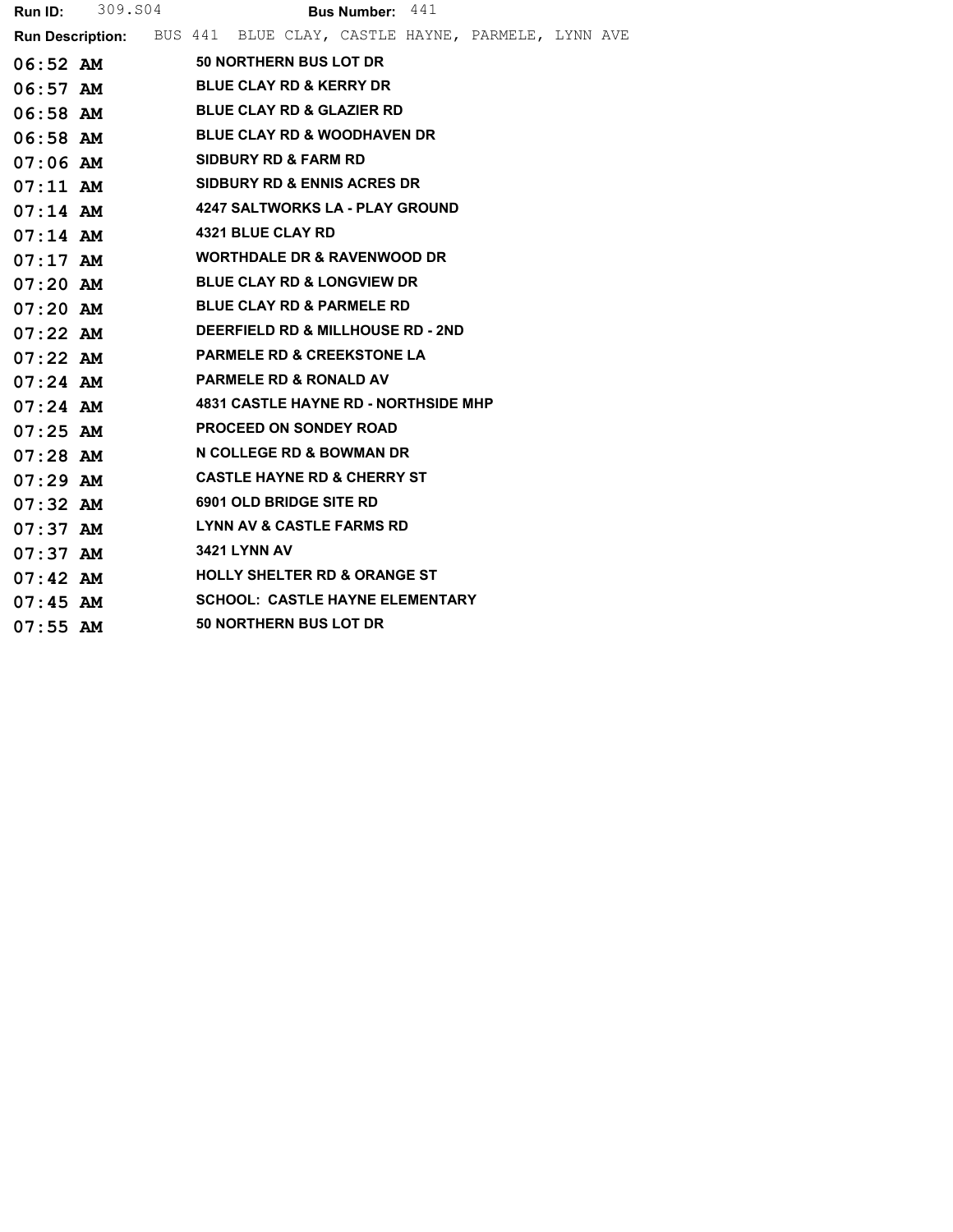**Run ID:** 309.S04 **Bus Number:** 441

**Run Description:** BUS 441 BLUE CLAY, CASTLE HAYNE, PARMELE, LYNN AVE

| Time | Stop |
|---|---|
| 06:52 AM | 50 NORTHERN BUS LOT DR |
| 06:57 AM | BLUE CLAY RD & KERRY DR |
| 06:58 AM | BLUE CLAY RD & GLAZIER RD |
| 06:58 AM | BLUE CLAY RD & WOODHAVEN DR |
| 07:06 AM | SIDBURY RD & FARM RD |
| 07:11 AM | SIDBURY RD & ENNIS ACRES DR |
| 07:14 AM | 4247 SALTWORKS LA - PLAY GROUND |
| 07:14 AM | 4321 BLUE CLAY RD |
| 07:17 AM | WORTHDALE DR & RAVENWOOD DR |
| 07:20 AM | BLUE CLAY RD & LONGVIEW DR |
| 07:20 AM | BLUE CLAY RD & PARMELE RD |
| 07:22 AM | DEERFIELD RD & MILLHOUSE RD - 2ND |
| 07:22 AM | PARMELE RD & CREEKSTONE LA |
| 07:24 AM | PARMELE RD & RONALD AV |
| 07:24 AM | 4831 CASTLE HAYNE RD - NORTHSIDE MHP |
| 07:25 AM | PROCEED ON SONDEY ROAD |
| 07:28 AM | N COLLEGE RD & BOWMAN DR |
| 07:29 AM | CASTLE HAYNE RD & CHERRY ST |
| 07:32 AM | 6901 OLD BRIDGE SITE RD |
| 07:37 AM | LYNN AV & CASTLE FARMS RD |
| 07:37 AM | 3421 LYNN AV |
| 07:42 AM | HOLLY SHELTER RD & ORANGE ST |
| 07:45 AM | SCHOOL: CASTLE HAYNE ELEMENTARY |
| 07:55 AM | 50 NORTHERN BUS LOT DR |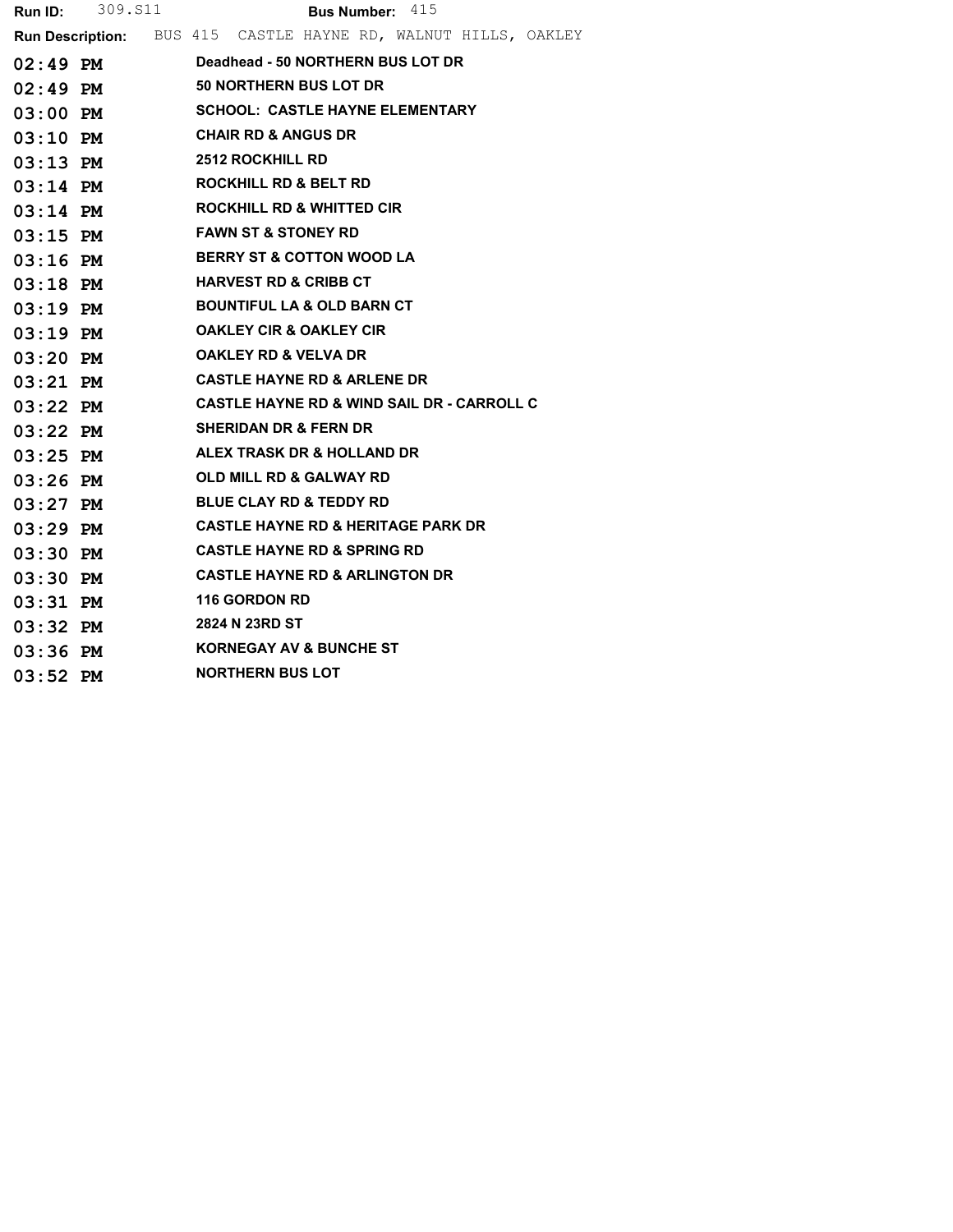**Run ID:** 309.S11 **Bus Number:** 415

**Run Description:** BUS 415 CASTLE HAYNE RD, WALNUT HILLS, OAKLEY

| Time | Stop |
|---|---|
| 02:49 PM | Deadhead - 50 NORTHERN BUS LOT DR |
| 02:49 PM | 50 NORTHERN BUS LOT DR |
| 03:00 PM | SCHOOL: CASTLE HAYNE ELEMENTARY |
| 03:10 PM | CHAIR RD & ANGUS DR |
| 03:13 PM | 2512 ROCKHILL RD |
| 03:14 PM | ROCKHILL RD & BELT RD |
| 03:14 PM | ROCKHILL RD & WHITTED CIR |
| 03:15 PM | FAWN ST & STONEY RD |
| 03:16 PM | BERRY ST & COTTON WOOD LA |
| 03:18 PM | HARVEST RD & CRIBB CT |
| 03:19 PM | BOUNTIFUL LA & OLD BARN CT |
| 03:19 PM | OAKLEY CIR & OAKLEY CIR |
| 03:20 PM | OAKLEY RD & VELVA DR |
| 03:21 PM | CASTLE HAYNE RD & ARLENE DR |
| 03:22 PM | CASTLE HAYNE RD & WIND SAIL DR - CARROLL C |
| 03:22 PM | SHERIDAN DR & FERN DR |
| 03:25 PM | ALEX TRASK DR & HOLLAND DR |
| 03:26 PM | OLD MILL RD & GALWAY RD |
| 03:27 PM | BLUE CLAY RD & TEDDY RD |
| 03:29 PM | CASTLE HAYNE RD & HERITAGE PARK DR |
| 03:30 PM | CASTLE HAYNE RD & SPRING RD |
| 03:30 PM | CASTLE HAYNE RD & ARLINGTON DR |
| 03:31 PM | 116 GORDON RD |
| 03:32 PM | 2824 N 23RD ST |
| 03:36 PM | KORNEGAY AV & BUNCHE ST |
| 03:52 PM | NORTHERN BUS LOT |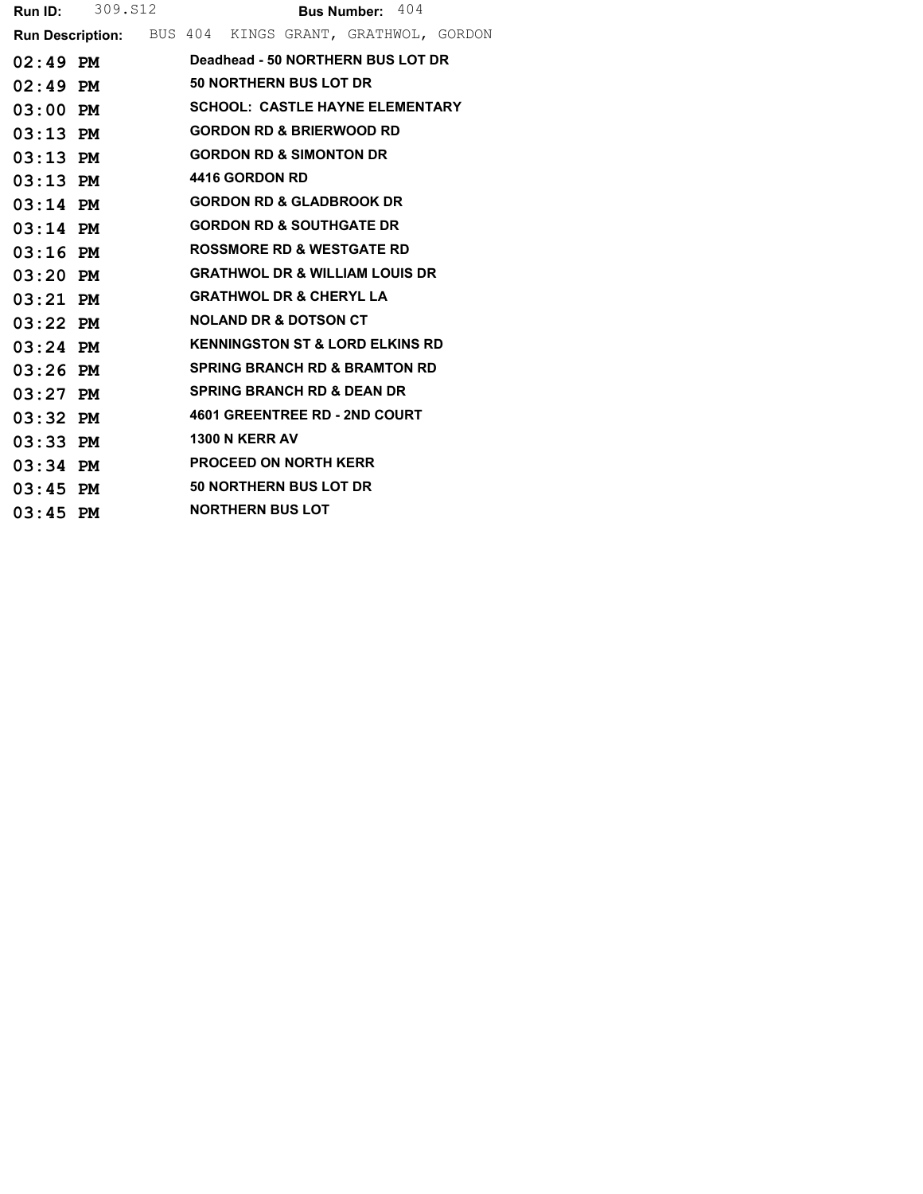**Run ID:** 309.S12 **Bus Number:** 404

**Run Description:** BUS 404 KINGS GRANT, GRATHWOL, GORDON

| Time | Stop |
|---|---|
| 02:49 PM | Deadhead - 50 NORTHERN BUS LOT DR |
| 02:49 PM | 50 NORTHERN BUS LOT DR |
| 03:00 PM | SCHOOL: CASTLE HAYNE ELEMENTARY |
| 03:13 PM | GORDON RD & BRIERWOOD RD |
| 03:13 PM | GORDON RD & SIMONTON DR |
| 03:13 PM | 4416 GORDON RD |
| 03:14 PM | GORDON RD & GLADBROOK DR |
| 03:14 PM | GORDON RD & SOUTHGATE DR |
| 03:16 PM | ROSSMORE RD & WESTGATE RD |
| 03:20 PM | GRATHWOL DR & WILLIAM LOUIS DR |
| 03:21 PM | GRATHWOL DR & CHERYL LA |
| 03:22 PM | NOLAND DR & DOTSON CT |
| 03:24 PM | KENNINGSTON ST & LORD ELKINS RD |
| 03:26 PM | SPRING BRANCH RD & BRAMTON RD |
| 03:27 PM | SPRING BRANCH RD & DEAN DR |
| 03:32 PM | 4601 GREENTREE RD - 2ND COURT |
| 03:33 PM | 1300 N KERR AV |
| 03:34 PM | PROCEED ON NORTH KERR |
| 03:45 PM | 50 NORTHERN BUS LOT DR |
| 03:45 PM | NORTHERN BUS LOT |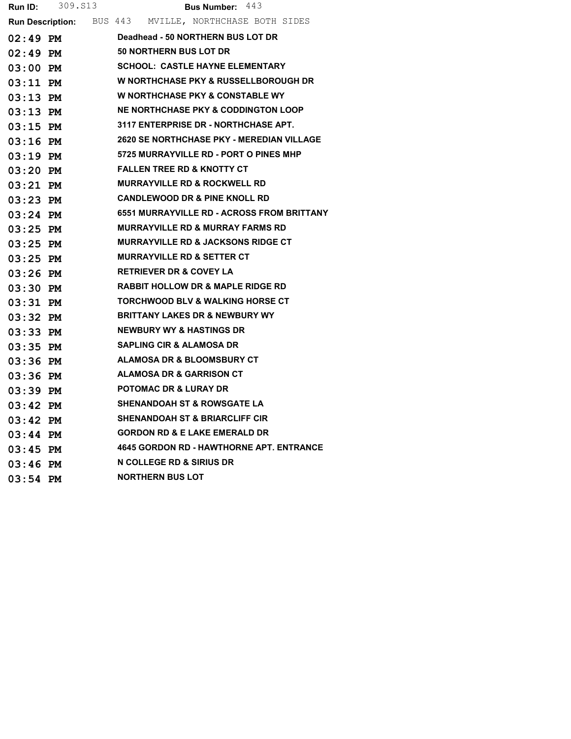**Run ID:** 309.S13 **Bus Number:** 443

**Run Description:** BUS 443 MVILLE, NORTHCHASE BOTH SIDES

| Time | Stop |
|---|---|
| 02:49 PM | Deadhead - 50 NORTHERN BUS LOT DR |
| 02:49 PM | 50 NORTHERN BUS LOT DR |
| 03:00 PM | SCHOOL: CASTLE HAYNE ELEMENTARY |
| 03:11 PM | W NORTHCHASE PKY & RUSSELLBOROUGH DR |
| 03:13 PM | W NORTHCHASE PKY & CONSTABLE WY |
| 03:13 PM | NE NORTHCHASE PKY & CODDINGTON LOOP |
| 03:15 PM | 3117 ENTERPRISE DR - NORTHCHASE APT. |
| 03:16 PM | 2620 SE NORTHCHASE PKY - MEREDIAN VILLAGE |
| 03:19 PM | 5725 MURRAYVILLE RD - PORT O PINES MHP |
| 03:20 PM | FALLEN TREE RD & KNOTTY CT |
| 03:21 PM | MURRAYVILLE RD & ROCKWELL RD |
| 03:23 PM | CANDLEWOOD DR & PINE KNOLL RD |
| 03:24 PM | 6551 MURRAYVILLE RD - ACROSS FROM BRITTANY |
| 03:25 PM | MURRAYVILLE RD & MURRAY FARMS RD |
| 03:25 PM | MURRAYVILLE RD & JACKSONS RIDGE CT |
| 03:25 PM | MURRAYVILLE RD & SETTER CT |
| 03:26 PM | RETRIEVER DR & COVEY LA |
| 03:30 PM | RABBIT HOLLOW DR & MAPLE RIDGE RD |
| 03:31 PM | TORCHWOOD BLV & WALKING HORSE CT |
| 03:32 PM | BRITTANY LAKES DR & NEWBURY WY |
| 03:33 PM | NEWBURY WY & HASTINGS DR |
| 03:35 PM | SAPLING CIR & ALAMOSA DR |
| 03:36 PM | ALAMOSA DR & BLOOMSBURY CT |
| 03:36 PM | ALAMOSA DR & GARRISON CT |
| 03:39 PM | POTOMAC DR & LURAY DR |
| 03:42 PM | SHENANDOAH ST & ROWSGATE LA |
| 03:42 PM | SHENANDOAH ST & BRIARCLIFF CIR |
| 03:44 PM | GORDON RD & E LAKE EMERALD DR |
| 03:45 PM | 4645 GORDON RD - HAWTHORNE APT. ENTRANCE |
| 03:46 PM | N COLLEGE RD & SIRIUS DR |
| 03:54 PM | NORTHERN BUS LOT |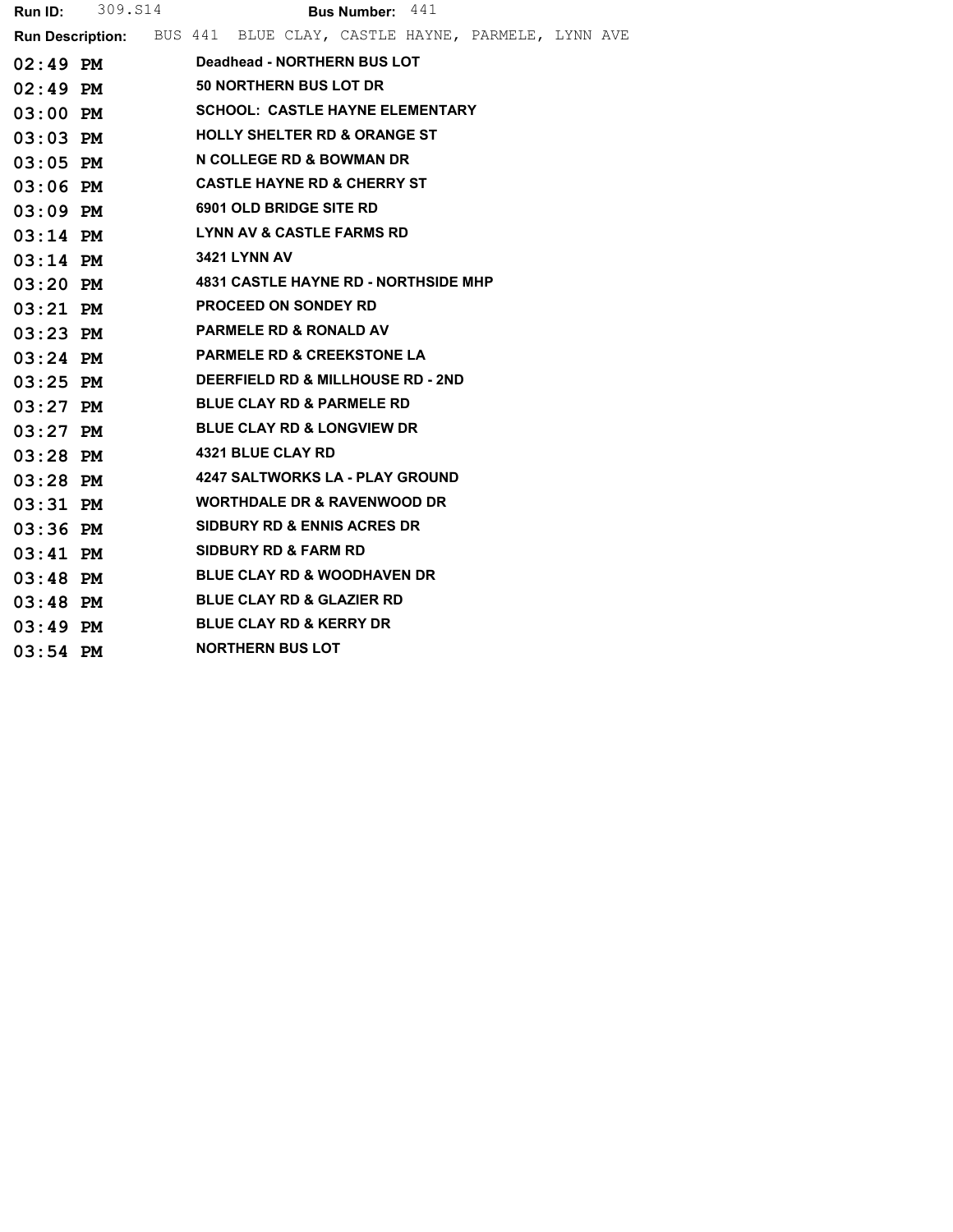**Run ID:** 309.S14 **Bus Number:** 441

**Run Description:** BUS 441 BLUE CLAY, CASTLE HAYNE, PARMELE, LYNN AVE

| | |
|---|---|
| **02:49 PM** | **Deadhead - NORTHERN BUS LOT** |
| **02:49 PM** | **50 NORTHERN BUS LOT DR** |
| **03:00 PM** | **SCHOOL: CASTLE HAYNE ELEMENTARY** |
| **03:03 PM** | **HOLLY SHELTER RD & ORANGE ST** |
| **03:05 PM** | **N COLLEGE RD & BOWMAN DR** |
| **03:06 PM** | **CASTLE HAYNE RD & CHERRY ST** |
| **03:09 PM** | **6901 OLD BRIDGE SITE RD** |
| **03:14 PM** | **LYNN AV & CASTLE FARMS RD** |
| **03:14 PM** | **3421 LYNN AV** |
| **03:20 PM** | **4831 CASTLE HAYNE RD - NORTHSIDE MHP** |
| **03:21 PM** | **PROCEED ON SONDEY RD** |
| **03:23 PM** | **PARMELE RD & RONALD AV** |
| **03:24 PM** | **PARMELE RD & CREEKSTONE LA** |
| **03:25 PM** | **DEERFIELD RD & MILLHOUSE RD - 2ND** |
| **03:27 PM** | **BLUE CLAY RD & PARMELE RD** |
| **03:27 PM** | **BLUE CLAY RD & LONGVIEW DR** |
| **03:28 PM** | **4321 BLUE CLAY RD** |
| **03:28 PM** | **4247 SALTWORKS LA - PLAY GROUND** |
| **03:31 PM** | **WORTHDALE DR & RAVENWOOD DR** |
| **03:36 PM** | **SIDBURY RD & ENNIS ACRES DR** |
| **03:41 PM** | **SIDBURY RD & FARM RD** |
| **03:48 PM** | **BLUE CLAY RD & WOODHAVEN DR** |
| **03:48 PM** | **BLUE CLAY RD & GLAZIER RD** |
| **03:49 PM** | **BLUE CLAY RD & KERRY DR** |
| **03:54 PM** | **NORTHERN BUS LOT** |